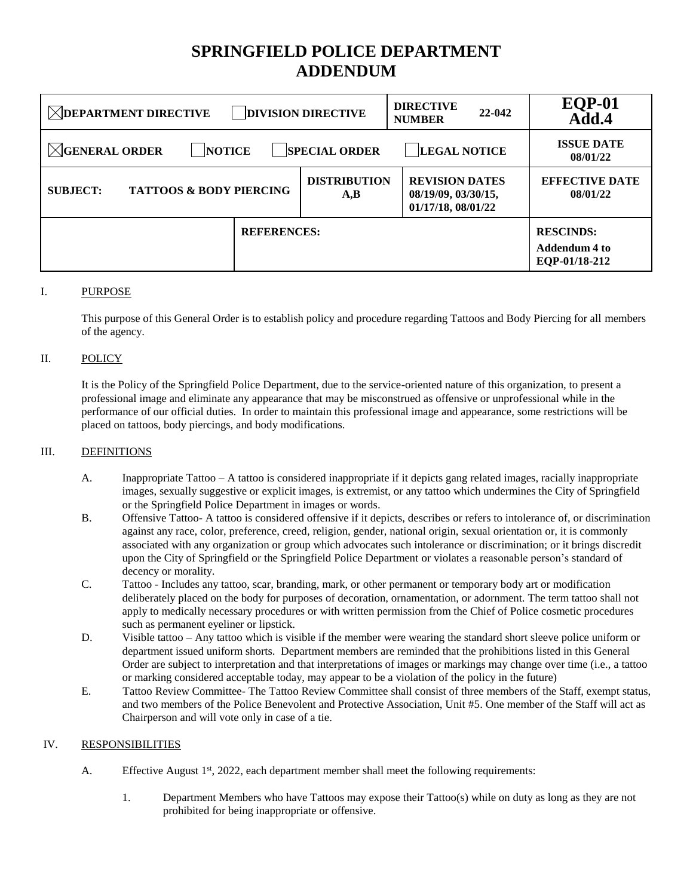# SPRINGFIELD POLICE DEPARTMENT
# ADDENDUM

| ☒ DEPARTMENT DIRECTIVE ☐ DIVISION DIRECTIVE | | DIRECTIVE NUMBER 22-042 | EQP-01 Add.4 |
|---|---|---|---|
| ☒ GENERAL ORDER ☐ NOTICE ☐ SPECIAL ORDER | | ☐ LEGAL NOTICE | ISSUE DATE 08/01/22 |
| SUBJECT: TATTOOS & BODY PIERCING | DISTRIBUTION A,B | REVISION DATES 08/19/09, 03/30/15, 01/17/18, 08/01/22 | EFFECTIVE DATE 08/01/22 |
| | REFERENCES: | | RESCINDS: Addendum 4 to EQP-01/18-212 |

I. PURPOSE

This purpose of this General Order is to establish policy and procedure regarding Tattoos and Body Piercing for all members of the agency.

II. POLICY

It is the Policy of the Springfield Police Department, due to the service-oriented nature of this organization, to present a professional image and eliminate any appearance that may be misconstrued as offensive or unprofessional while in the performance of our official duties. In order to maintain this professional image and appearance, some restrictions will be placed on tattoos, body piercings, and body modifications.

III. DEFINITIONS

A. Inappropriate Tattoo – A tattoo is considered inappropriate if it depicts gang related images, racially inappropriate images, sexually suggestive or explicit images, is extremist, or any tattoo which undermines the City of Springfield or the Springfield Police Department in images or words.

B. Offensive Tattoo- A tattoo is considered offensive if it depicts, describes or refers to intolerance of, or discrimination against any race, color, preference, creed, religion, gender, national origin, sexual orientation or, it is commonly associated with any organization or group which advocates such intolerance or discrimination; or it brings discredit upon the City of Springfield or the Springfield Police Department or violates a reasonable person's standard of decency or morality.

C. Tattoo - Includes any tattoo, scar, branding, mark, or other permanent or temporary body art or modification deliberately placed on the body for purposes of decoration, ornamentation, or adornment. The term tattoo shall not apply to medically necessary procedures or with written permission from the Chief of Police cosmetic procedures such as permanent eyeliner or lipstick.

D. Visible tattoo – Any tattoo which is visible if the member were wearing the standard short sleeve police uniform or department issued uniform shorts. Department members are reminded that the prohibitions listed in this General Order are subject to interpretation and that interpretations of images or markings may change over time (i.e., a tattoo or marking considered acceptable today, may appear to be a violation of the policy in the future)

E. Tattoo Review Committee- The Tattoo Review Committee shall consist of three members of the Staff, exempt status, and two members of the Police Benevolent and Protective Association, Unit #5. One member of the Staff will act as Chairperson and will vote only in case of a tie.

IV. RESPONSIBILITIES

A. Effective August 1st, 2022, each department member shall meet the following requirements:

1. Department Members who have Tattoos may expose their Tattoo(s) while on duty as long as they are not prohibited for being inappropriate or offensive.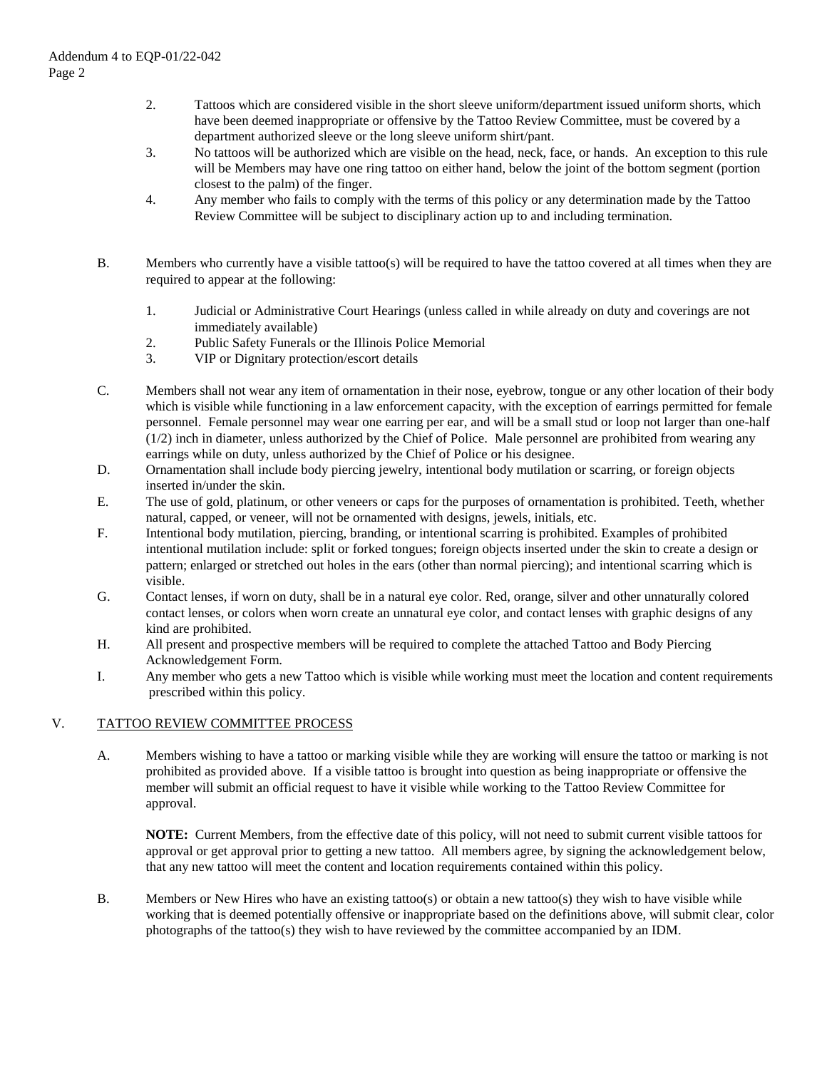2. Tattoos which are considered visible in the short sleeve uniform/department issued uniform shorts, which have been deemed inappropriate or offensive by the Tattoo Review Committee, must be covered by a department authorized sleeve or the long sleeve uniform shirt/pant.
3. No tattoos will be authorized which are visible on the head, neck, face, or hands. An exception to this rule will be Members may have one ring tattoo on either hand, below the joint of the bottom segment (portion closest to the palm) of the finger.
4. Any member who fails to comply with the terms of this policy or any determination made by the Tattoo Review Committee will be subject to disciplinary action up to and including termination.

B. Members who currently have a visible tattoo(s) will be required to have the tattoo covered at all times when they are required to appear at the following:

1. Judicial or Administrative Court Hearings (unless called in while already on duty and coverings are not immediately available)
2. Public Safety Funerals or the Illinois Police Memorial
3. VIP or Dignitary protection/escort details

C. Members shall not wear any item of ornamentation in their nose, eyebrow, tongue or any other location of their body which is visible while functioning in a law enforcement capacity, with the exception of earrings permitted for female personnel. Female personnel may wear one earring per ear, and will be a small stud or loop not larger than one-half (1/2) inch in diameter, unless authorized by the Chief of Police. Male personnel are prohibited from wearing any earrings while on duty, unless authorized by the Chief of Police or his designee.

D. Ornamentation shall include body piercing jewelry, intentional body mutilation or scarring, or foreign objects inserted in/under the skin.

E. The use of gold, platinum, or other veneers or caps for the purposes of ornamentation is prohibited. Teeth, whether natural, capped, or veneer, will not be ornamented with designs, jewels, initials, etc.

F. Intentional body mutilation, piercing, branding, or intentional scarring is prohibited. Examples of prohibited intentional mutilation include: split or forked tongues; foreign objects inserted under the skin to create a design or pattern; enlarged or stretched out holes in the ears (other than normal piercing); and intentional scarring which is visible.

G. Contact lenses, if worn on duty, shall be in a natural eye color. Red, orange, silver and other unnaturally colored contact lenses, or colors when worn create an unnatural eye color, and contact lenses with graphic designs of any kind are prohibited.

H. All present and prospective members will be required to complete the attached Tattoo and Body Piercing Acknowledgement Form.

I. Any member who gets a new Tattoo which is visible while working must meet the location and content requirements prescribed within this policy.

## V. TATTOO REVIEW COMMITTEE PROCESS

A. Members wishing to have a tattoo or marking visible while they are working will ensure the tattoo or marking is not prohibited as provided above. If a visible tattoo is brought into question as being inappropriate or offensive the member will submit an official request to have it visible while working to the Tattoo Review Committee for approval.

**NOTE:** Current Members, from the effective date of this policy, will not need to submit current visible tattoos for approval or get approval prior to getting a new tattoo. All members agree, by signing the acknowledgement below, that any new tattoo will meet the content and location requirements contained within this policy.

B. Members or New Hires who have an existing tattoo(s) or obtain a new tattoo(s) they wish to have visible while working that is deemed potentially offensive or inappropriate based on the definitions above, will submit clear, color photographs of the tattoo(s) they wish to have reviewed by the committee accompanied by an IDM.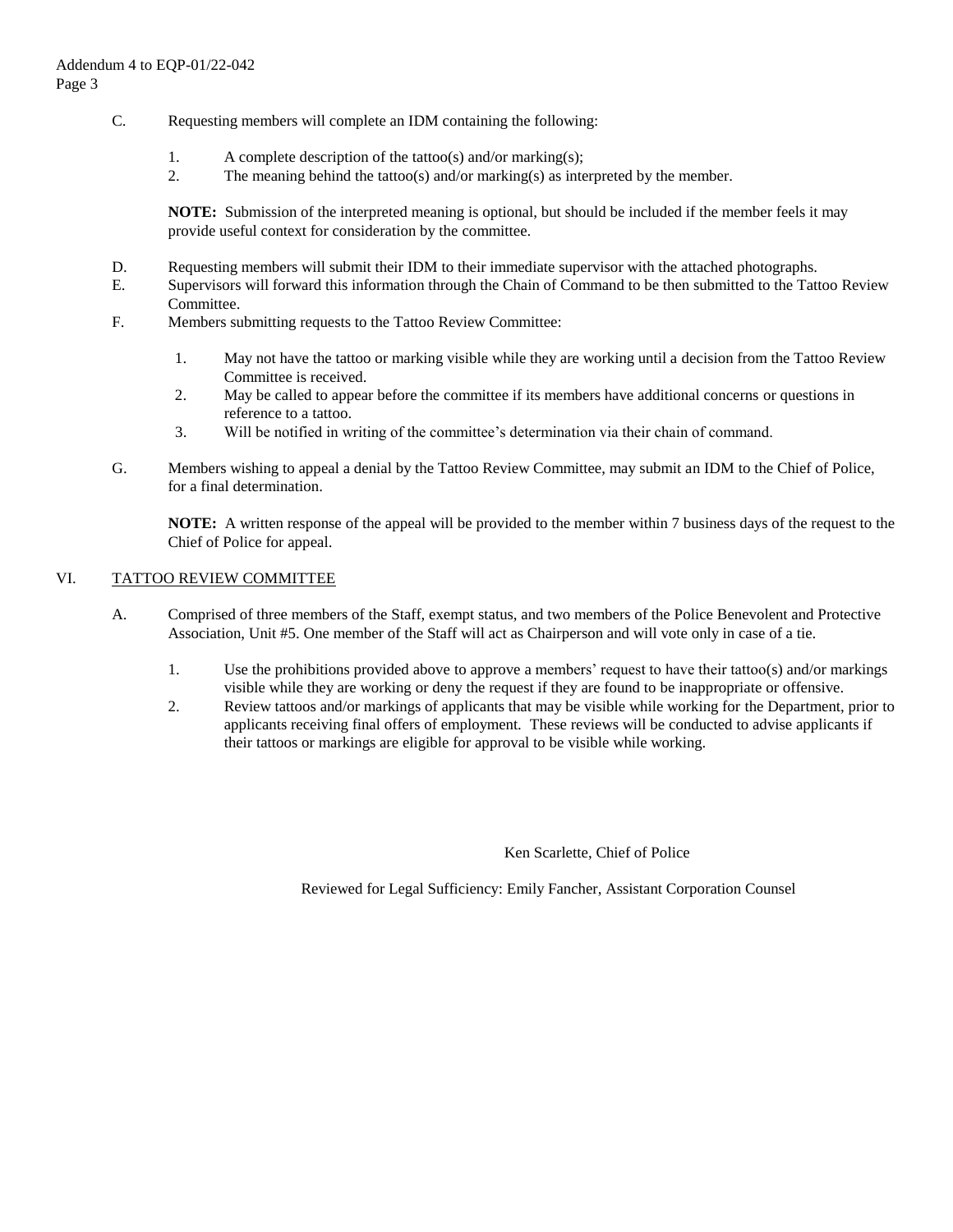C. Requesting members will complete an IDM containing the following:

1. A complete description of the tattoo(s) and/or marking(s);
2. The meaning behind the tattoo(s) and/or marking(s) as interpreted by the member.

**NOTE:** Submission of the interpreted meaning is optional, but should be included if the member feels it may provide useful context for consideration by the committee.

D. Requesting members will submit their IDM to their immediate supervisor with the attached photographs.

E. Supervisors will forward this information through the Chain of Command to be then submitted to the Tattoo Review Committee.

F. Members submitting requests to the Tattoo Review Committee:

1. May not have the tattoo or marking visible while they are working until a decision from the Tattoo Review Committee is received.
2. May be called to appear before the committee if its members have additional concerns or questions in reference to a tattoo.
3. Will be notified in writing of the committee's determination via their chain of command.

G. Members wishing to appeal a denial by the Tattoo Review Committee, may submit an IDM to the Chief of Police, for a final determination.

**NOTE:** A written response of the appeal will be provided to the member within 7 business days of the request to the Chief of Police for appeal.

## VI. TATTOO REVIEW COMMITTEE

A. Comprised of three members of the Staff, exempt status, and two members of the Police Benevolent and Protective Association, Unit #5. One member of the Staff will act as Chairperson and will vote only in case of a tie.

1. Use the prohibitions provided above to approve a members' request to have their tattoo(s) and/or markings visible while they are working or deny the request if they are found to be inappropriate or offensive.
2. Review tattoos and/or markings of applicants that may be visible while working for the Department, prior to applicants receiving final offers of employment. These reviews will be conducted to advise applicants if their tattoos or markings are eligible for approval to be visible while working.

Ken Scarlette, Chief of Police

Reviewed for Legal Sufficiency: Emily Fancher, Assistant Corporation Counsel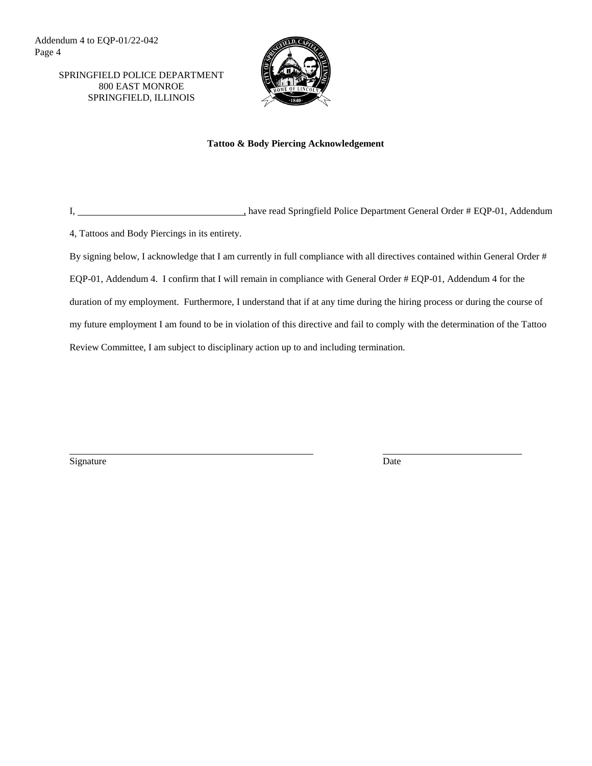SPRINGFIELD POLICE DEPARTMENT
800 EAST MONROE
SPRINGFIELD, ILLINOIS

**Tattoo & Body Piercing Acknowledgement**

I, ___________________________________, have read Springfield Police Department General Order # EQP-01, Addendum 4, Tattoos and Body Piercings in its entirety.

By signing below, I acknowledge that I am currently in full compliance with all directives contained within General Order # EQP-01, Addendum 4. I confirm that I will remain in compliance with General Order # EQP-01, Addendum 4 for the duration of my employment. Furthermore, I understand that if at any time during the hiring process or during the course of my future employment I am found to be in violation of this directive and fail to comply with the determination of the Tattoo Review Committee, I am subject to disciplinary action up to and including termination.

_________________________________________ Signature

_____________________________ Date